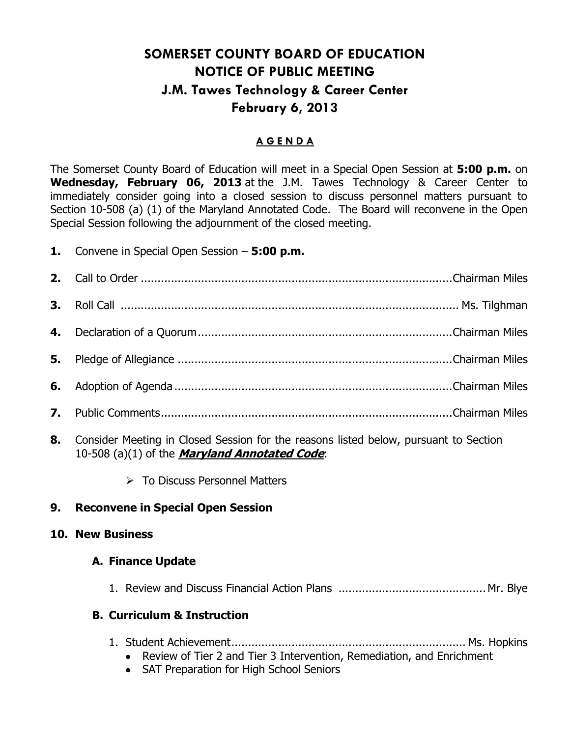# SOMERSET COUNTY BOARD OF EDUCATION
# NOTICE OF PUBLIC MEETING
## J.M. Tawes Technology & Career Center
## February 6, 2013

**A G E N D A**

The Somerset County Board of Education will meet in a Special Open Session at **5:00 p.m.** on **Wednesday, February 06, 2013** at the J.M. Tawes Technology & Career Center to immediately consider going into a closed session to discuss personnel matters pursuant to Section 10-508 (a) (1) of the Maryland Annotated Code. The Board will reconvene in the Open Special Session following the adjournment of the closed meeting.

**1.** Convene in Special Open Session – **5:00 p.m.**

**2.** Call to Order ........................................................................................Chairman Miles

**3.** Roll Call ........................................................................................ Ms. Tilghman

**4.** Declaration of a Quorum ........................................................................Chairman Miles

**5.** Pledge of Allegiance ..............................................................................Chairman Miles

**6.** Adoption of Agenda ................................................................................Chairman Miles

**7.** Public Comments....................................................................................Chairman Miles

**8.** Consider Meeting in Closed Session for the reasons listed below, pursuant to Section 10-508 (a)(1) of the ***Maryland Annotated Code***:

- To Discuss Personnel Matters

**9. Reconvene in Special Open Session**

**10. New Business**

**A. Finance Update**

1. Review and Discuss Financial Action Plans ........................................... Mr. Blye

**B. Curriculum & Instruction**

1. Student Achievement.................................................................... Ms. Hopkins
   - Review of Tier 2 and Tier 3 Intervention, Remediation, and Enrichment
   - SAT Preparation for High School Seniors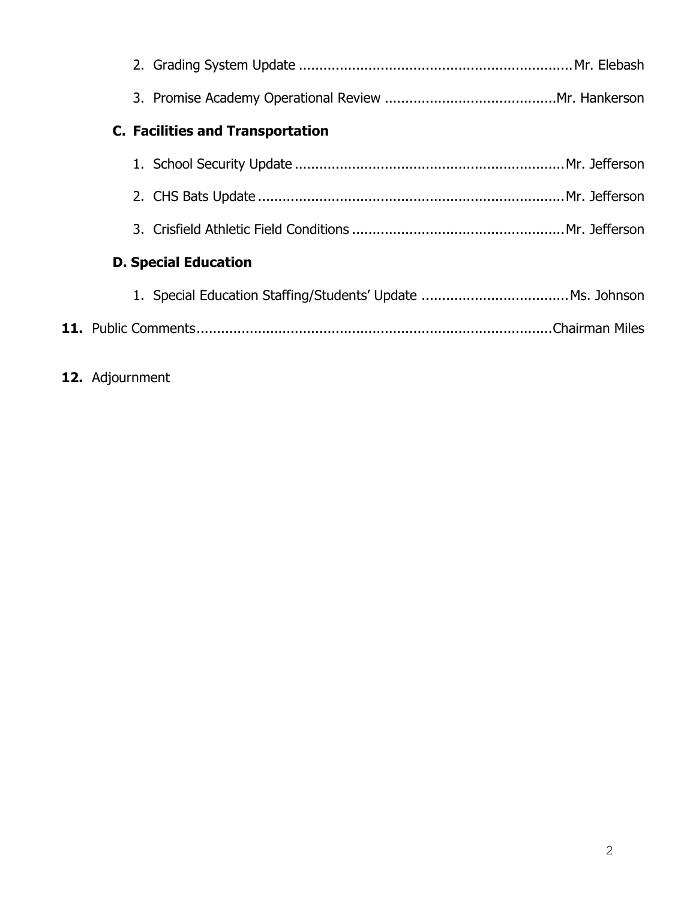2. Grading System Update ................................................................... Mr. Elebash

3. Promise Academy Operational Review ..........................................Mr. Hankerson

**C. Facilities and Transportation**

1. School Security Update .................................................................. Mr. Jefferson

2. CHS Bats Update ........................................................................... Mr. Jefferson

3. Crisfield Athletic Field Conditions .................................................... Mr. Jefferson

**D. Special Education**

1. Special Education Staffing/Students' Update .................................... Ms. Johnson

**11.** Public Comments......................................................................................Chairman Miles

**12.** Adjournment